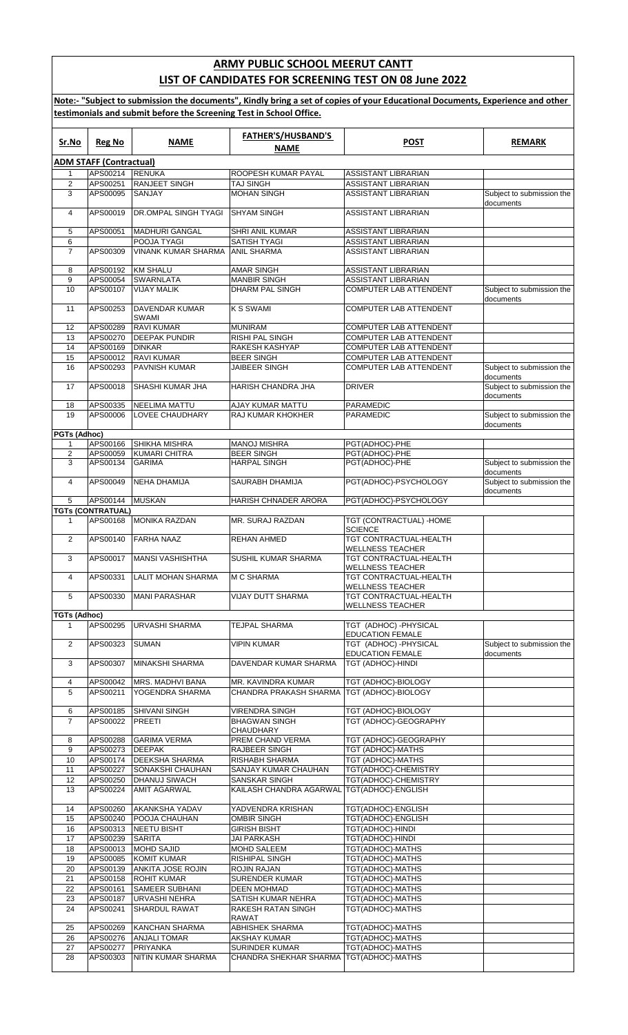# ARMY PUBLIC SCHOOL MEERUT CANTT

## LIST OF CANDIDATES FOR SCREENING TEST ON 08 June 2022

**Note:- "Subject to submission the documents", Kindly bring a set of copies of your Educational Documents, Experience and other testimonials and submit before the Screening Test in School Office.**

| Sr.No | Reg No | NAME | FATHER'S/HUSBAND'S NAME | POST | REMARK |
|---|---|---|---|---|---|
| **ADM STAFF (Contractual)** | | | | | |
| 1 | APS00214 | RENUKA | ROOPESH KUMAR PAYAL | ASSISTANT LIBRARIAN | |
| 2 | APS00251 | RANJEET SINGH | TAJ SINGH | ASSISTANT LIBRARIAN | |
| 3 | APS00095 | SANJAY | MOHAN SINGH | ASSISTANT LIBRARIAN | Subject to submission the documents |
| 4 | APS00019 | DR.OMPAL SINGH TYAGI | SHYAM SINGH | ASSISTANT LIBRARIAN | |
| 5 | APS00051 | MADHURI GANGAL | SHRI ANIL KUMAR | ASSISTANT LIBRARIAN | |
| 6 | | POOJA TYAGI | SATISH TYAGI | ASSISTANT LIBRARIAN | |
| 7 | APS00309 | VINANK KUMAR SHARMA | ANIL SHARMA | ASSISTANT LIBRARIAN | |
| 8 | APS00192 | KM SHALU | AMAR SINGH | ASSISTANT LIBRARIAN | |
| 9 | APS00054 | SWARNLATA | MANBIR SINGH | ASSISTANT LIBRARIAN | |
| 10 | APS00107 | VIJAY MALIK | DHARM PAL SINGH | COMPUTER LAB ATTENDENT | Subject to submission the documents |
| 11 | APS00253 | DAVENDAR KUMAR SWAMI | K S SWAMI | COMPUTER LAB ATTENDENT | |
| 12 | APS00289 | RAVI KUMAR | MUNIRAM | COMPUTER LAB ATTENDENT | |
| 13 | APS00270 | DEEPAK PUNDIR | RISHI PAL SINGH | COMPUTER LAB ATTENDENT | |
| 14 | APS00169 | DINKAR | RAKESH KASHYAP | COMPUTER LAB ATTENDENT | |
| 15 | APS00012 | RAVI KUMAR | BEER SINGH | COMPUTER LAB ATTENDENT | |
| 16 | APS00293 | PAVNISH KUMAR | JAIBEER SINGH | COMPUTER LAB ATTENDENT | Subject to submission the documents |
| 17 | APS00018 | SHASHI KUMAR JHA | HARISH CHANDRA JHA | DRIVER | Subject to submission the documents |
| 18 | APS00335 | NEELIMA MATTU | AJAY KUMAR MATTU | PARAMEDIC | |
| 19 | APS00006 | LOVEE CHAUDHARY | RAJ KUMAR KHOKHER | PARAMEDIC | Subject to submission the documents |
| **PGTs (Adhoc)** | | | | | |
| 1 | APS00166 | SHIKHA MISHRA | MANOJ MISHRA | PGT(ADHOC)-PHE | |
| 2 | APS00059 | KUMARI CHITRA | BEER SINGH | PGT(ADHOC)-PHE | |
| 3 | APS00134 | GARIMA | HARPAL SINGH | PGT(ADHOC)-PHE | Subject to submission the documents |
| 4 | APS00049 | NEHA DHAMIJA | SAURABH DHAMIJA | PGT(ADHOC)-PSYCHOLOGY | Subject to submission the documents |
| 5 | APS00144 | MUSKAN | HARISH CHNADER ARORA | PGT(ADHOC)-PSYCHOLOGY | |
| **TGTs (CONTRATUAL)** | | | | | |
| 1 | APS00168 | MONIKA RAZDAN | MR. SURAJ RAZDAN | TGT (CONTRACTUAL) -HOME SCIENCE | |
| 2 | APS00140 | FARHA NAAZ | REHAN AHMED | TGT CONTRACTUAL-HEALTH WELLNESS TEACHER | |
| 3 | APS00017 | MANSI VASHISHTHA | SUSHIL KUMAR SHARMA | TGT CONTRACTUAL-HEALTH WELLNESS TEACHER | |
| 4 | APS00331 | LALIT MOHAN SHARMA | M C SHARMA | TGT CONTRACTUAL-HEALTH WELLNESS TEACHER | |
| 5 | APS00330 | MANI PARASHAR | VIJAY DUTT SHARMA | TGT CONTRACTUAL-HEALTH WELLNESS TEACHER | |
| **TGTs (Adhoc)** | | | | | |
| 1 | APS00295 | URVASHI SHARMA | TEJPAL SHARMA | TGT (ADHOC) -PHYSICAL EDUCATION FEMALE | |
| 2 | APS00323 | SUMAN | VIPIN KUMAR | TGT (ADHOC) -PHYSICAL EDUCATION FEMALE | Subject to submission the documents |
| 3 | APS00307 | MINAKSHI SHARMA | DAVENDAR KUMAR SHARMA | TGT (ADHOC)-HINDI | |
| 4 | APS00042 | MRS. MADHVI BANA | MR. KAVINDRA KUMAR | TGT (ADHOC)-BIOLOGY | |
| 5 | APS00211 | YOGENDRA SHARMA | CHANDRA PRAKASH SHARMA | TGT (ADHOC)-BIOLOGY | |
| 6 | APS00185 | SHIVANI SINGH | VIRENDRA SINGH | TGT (ADHOC)-BIOLOGY | |
| 7 | APS00022 | PREETI | BHAGWAN SINGH CHAUDHARY | TGT (ADHOC)-GEOGRAPHY | |
| 8 | APS00288 | GARIMA VERMA | PREM CHAND VERMA | TGT (ADHOC)-GEOGRAPHY | |
| 9 | APS00273 | DEEPAK | RAJBEER SINGH | TGT (ADHOC)-MATHS | |
| 10 | APS00174 | DEEKSHA SHARMA | RISHABH SHARMA | TGT (ADHOC)-MATHS | |
| 11 | APS00227 | SONAKSHI CHAUHAN | SANJAY KUMAR CHAUHAN | TGT(ADHOC)-CHEMISTRY | |
| 12 | APS00250 | DHANUJ SIWACH | SANSKAR SINGH | TGT(ADHOC)-CHEMISTRY | |
| 13 | APS00224 | AMIT AGARWAL | KAILASH CHANDRA AGARWAL | TGT(ADHOC)-ENGLISH | |
| 14 | APS00260 | AKANKSHA YADAV | YADVENDRA KRISHAN | TGT(ADHOC)-ENGLISH | |
| 15 | APS00240 | POOJA CHAUHAN | OMBIR SINGH | TGT(ADHOC)-ENGLISH | |
| 16 | APS00313 | NEETU BISHT | GIRISH BISHT | TGT(ADHOC)-HINDI | |
| 17 | APS00239 | SARITA | JAI PARKASH | TGT(ADHOC)-HINDI | |
| 18 | APS00013 | MOHD SAJID | MOHD SALEEM | TGT(ADHOC)-MATHS | |
| 19 | APS00085 | KOMIT KUMAR | RISHIPAL SINGH | TGT(ADHOC)-MATHS | |
| 20 | APS00139 | ANKITA JOSE ROJIN | ROJIN RAJAN | TGT(ADHOC)-MATHS | |
| 21 | APS00158 | ROHIT KUMAR | SURENDER KUMAR | TGT(ADHOC)-MATHS | |
| 22 | APS00161 | SAMEER SUBHANI | DEEN MOHMAD | TGT(ADHOC)-MATHS | |
| 23 | APS00187 | URVASHI NEHRA | SATISH KUMAR NEHRA | TGT(ADHOC)-MATHS | |
| 24 | APS00241 | SHARDUL RAWAT | RAKESH RATAN SINGH RAWAT | TGT(ADHOC)-MATHS | |
| 25 | APS00269 | KANCHAN SHARMA | ABHISHEK SHARMA | TGT(ADHOC)-MATHS | |
| 26 | APS00276 | ANJALI TOMAR | AKSHAY KUMAR | TGT(ADHOC)-MATHS | |
| 27 | APS00277 | PRIYANKA | SURINDER KUMAR | TGT(ADHOC)-MATHS | |
| 28 | APS00303 | NITIN KUMAR SHARMA | CHANDRA SHEKHAR SHARMA | TGT(ADHOC)-MATHS | |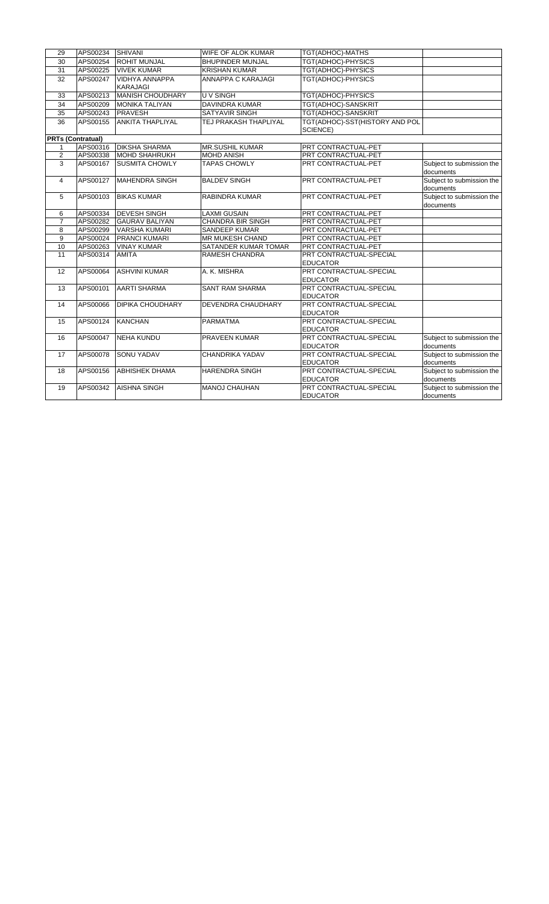| 29 | APS00234 | SHIVANI | WIFE OF ALOK KUMAR | TGT(ADHOC)-MATHS | |
|---|---|---|---|---|---|
| 30 | APS00254 | ROHIT MUNJAL | BHUPINDER MUNJAL | TGT(ADHOC)-PHYSICS | |
| 31 | APS00225 | VIVEK KUMAR | KRISHAN KUMAR | TGT(ADHOC)-PHYSICS | |
| 32 | APS00247 | VIDHYA ANNAPPA KARAJAGI | ANNAPPA C KARAJAGI | TGT(ADHOC)-PHYSICS | |
| 33 | APS00213 | MANISH CHOUDHARY | U V SINGH | TGT(ADHOC)-PHYSICS | |
| 34 | APS00209 | MONIKA TALIYAN | DAVINDRA KUMAR | TGT(ADHOC)-SANSKRIT | |
| 35 | APS00243 | PRAVESH | SATYAVIR SINGH | TGT(ADHOC)-SANSKRIT | |
| 36 | APS00155 | ANKITA THAPLIYAL | TEJ PRAKASH THAPLIYAL | TGT(ADHOC)-SST(HISTORY AND POL SCIENCE) | |
| **PRTs (Contratual)** | | | | | |
| 1 | APS00316 | DIKSHA SHARMA | MR.SUSHIL KUMAR | PRT CONTRACTUAL-PET | |
| 2 | APS00338 | MOHD SHAHRUKH | MOHD ANISH | PRT CONTRACTUAL-PET | |
| 3 | APS00167 | SUSMITA CHOWLY | TAPAS CHOWLY | PRT CONTRACTUAL-PET | Subject to submission the documents |
| 4 | APS00127 | MAHENDRA SINGH | BALDEV SINGH | PRT CONTRACTUAL-PET | Subject to submission the documents |
| 5 | APS00103 | BIKAS KUMAR | RABINDRA KUMAR | PRT CONTRACTUAL-PET | Subject to submission the documents |
| 6 | APS00334 | DEVESH SINGH | LAXMI GUSAIN | PRT CONTRACTUAL-PET | |
| 7 | APS00282 | GAURAV BALIYAN | CHANDRA BIR SINGH | PRT CONTRACTUAL-PET | |
| 8 | APS00299 | VARSHA KUMARI | SANDEEP KUMAR | PRT CONTRACTUAL-PET | |
| 9 | APS00024 | PRANCI KUMARI | MR MUKESH CHAND | PRT CONTRACTUAL-PET | |
| 10 | APS00263 | VINAY KUMAR | SATANDER KUMAR TOMAR | PRT CONTRACTUAL-PET | |
| 11 | APS00314 | AMITA | RAMESH CHANDRA | PRT CONTRACTUAL-SPECIAL EDUCATOR | |
| 12 | APS00064 | ASHVINI KUMAR | A. K. MISHRA | PRT CONTRACTUAL-SPECIAL EDUCATOR | |
| 13 | APS00101 | AARTI SHARMA | SANT RAM SHARMA | PRT CONTRACTUAL-SPECIAL EDUCATOR | |
| 14 | APS00066 | DIPIKA CHOUDHARY | DEVENDRA CHAUDHARY | PRT CONTRACTUAL-SPECIAL EDUCATOR | |
| 15 | APS00124 | KANCHAN | PARMATMA | PRT CONTRACTUAL-SPECIAL EDUCATOR | |
| 16 | APS00047 | NEHA KUNDU | PRAVEEN KUMAR | PRT CONTRACTUAL-SPECIAL EDUCATOR | Subject to submission the documents |
| 17 | APS00078 | SONU YADAV | CHANDRIKA YADAV | PRT CONTRACTUAL-SPECIAL EDUCATOR | Subject to submission the documents |
| 18 | APS00156 | ABHISHEK DHAMA | HARENDRA SINGH | PRT CONTRACTUAL-SPECIAL EDUCATOR | Subject to submission the documents |
| 19 | APS00342 | AISHNA SINGH | MANOJ CHAUHAN | PRT CONTRACTUAL-SPECIAL EDUCATOR | Subject to submission the documents |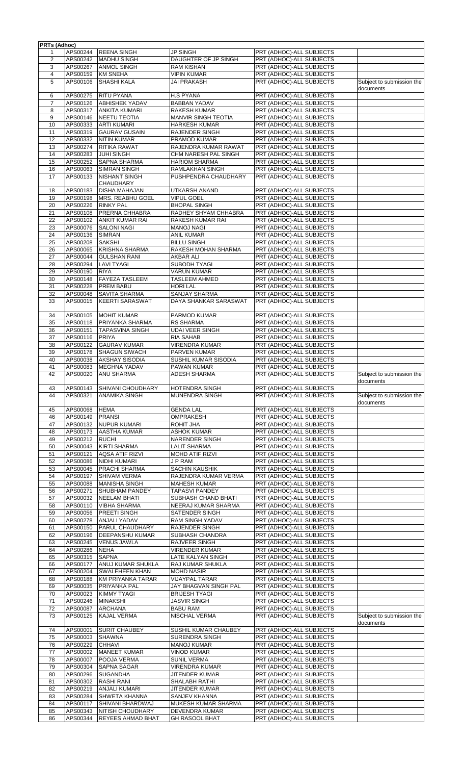**PRTs (Adhoc)**

| | | | | | |
|---|---|---|---|---|---|
| 1 | APS00244 | REENA SINGH | JP SINGH | PRT (ADHOC)-ALL SUBJECTS | |
| 2 | APS00242 | MADHU SINGH | DAUGHTER OF JP SINGH | PRT (ADHOC)-ALL SUBJECTS | |
| 3 | APS00267 | ANMOL SINGH | RAM KISHAN | PRT (ADHOC)-ALL SUBJECTS | |
| 4 | APS00159 | KM SNEHA | VIPIN KUMAR | PRT (ADHOC)-ALL SUBJECTS | |
| 5 | APS00106 | SHASHI KALA | JAI PRAKASH | PRT (ADHOC)-ALL SUBJECTS | Subject to submission the documents |
| 6 | APS00275 | RITU PYANA | H.S PYANA | PRT (ADHOC)-ALL SUBJECTS | |
| 7 | APS00126 | ABHISHEK YADAV | BABBAN YADAV | PRT (ADHOC)-ALL SUBJECTS | |
| 8 | APS00317 | ANKITA KUMARI | RAKESH KUMAR | PRT (ADHOC)-ALL SUBJECTS | |
| 9 | APS00146 | NEETU TEOTIA | MANVIR SINGH TEOTIA | PRT (ADHOC)-ALL SUBJECTS | |
| 10 | APS00333 | ARTI KUMARI | HARKESH KUMAR | PRT (ADHOC)-ALL SUBJECTS | |
| 11 | APS00319 | GAURAV GUSAIN | RAJENDER SINGH | PRT (ADHOC)-ALL SUBJECTS | |
| 12 | APS00332 | NITIN KUMAR | PRAMOD KUMAR | PRT (ADHOC)-ALL SUBJECTS | |
| 13 | APS00274 | RITIKA RAWAT | RAJENDRA KUMAR RAWAT | PRT (ADHOC)-ALL SUBJECTS | |
| 14 | APS00283 | JUHI SINGH | CHM NARESH PAL SINGH | PRT (ADHOC)-ALL SUBJECTS | |
| 15 | APS00252 | SAPNA SHARMA | HARIOM SHARMA | PRT (ADHOC)-ALL SUBJECTS | |
| 16 | APS00063 | SIMRAN SINGH | RAMLAKHAN SINGH | PRT (ADHOC)-ALL SUBJECTS | |
| 17 | APS00133 | NISHANT SINGH CHAUDHARY | PUSHPENDRA CHAUDHARY | PRT (ADHOC)-ALL SUBJECTS | |
| 18 | APS00183 | DISHA MAHAJAN | UTKARSH ANAND | PRT (ADHOC)-ALL SUBJECTS | |
| 19 | APS00198 | MRS. REABHU GOEL | VIPUL GOEL | PRT (ADHOC)-ALL SUBJECTS | |
| 20 | APS00226 | RINKY PAL | BHOPAL SINGH | PRT (ADHOC)-ALL SUBJECTS | |
| 21 | APS00108 | PRERNA CHHABRA | RADHEY SHYAM CHHABRA | PRT (ADHOC)-ALL SUBJECTS | |
| 22 | APS00102 | ANKIT KUMAR RAI | RAKESH KUMAR RAI | PRT (ADHOC)-ALL SUBJECTS | |
| 23 | APS00076 | SALONI NAGI | MANOJ NAGI | PRT (ADHOC)-ALL SUBJECTS | |
| 24 | APS00136 | SIMRAN | ANIL KUMAR | PRT (ADHOC)-ALL SUBJECTS | |
| 25 | APS00208 | SAKSHI | BILLU SINGH | PRT (ADHOC)-ALL SUBJECTS | |
| 26 | APS00065 | KRISHNA SHARMA | RAKESH MOHAN SHARMA | PRT (ADHOC)-ALL SUBJECTS | |
| 27 | APS00044 | GULSHAN RANI | AKBAR ALI | PRT (ADHOC)-ALL SUBJECTS | |
| 28 | APS00294 | LAVI TYAGI | SUBODH TYAGI | PRT (ADHOC)-ALL SUBJECTS | |
| 29 | APS00190 | RIYA | VARUN KUMAR | PRT (ADHOC)-ALL SUBJECTS | |
| 30 | APS00148 | FAYEZA TASLEEM | TASLEEM AHMED | PRT (ADHOC)-ALL SUBJECTS | |
| 31 | APS00228 | PREM BABU | HORI LAL | PRT (ADHOC)-ALL SUBJECTS | |
| 32 | APS00048 | SAVITA SHARMA | SANJAY SHARMA | PRT (ADHOC)-ALL SUBJECTS | |
| 33 | APS00015 | KEERTI SARASWAT | DAYA SHANKAR SARASWAT | PRT (ADHOC)-ALL SUBJECTS | |
| 34 | APS00105 | MOHIT KUMAR | PARMOD KUMAR | PRT (ADHOC)-ALL SUBJECTS | |
| 35 | APS00118 | PRIYANKA SHARMA | RS SHARMA | PRT (ADHOC)-ALL SUBJECTS | |
| 36 | APS00151 | TAPASVINA SINGH | UDAI VEER SINGH | PRT (ADHOC)-ALL SUBJECTS | |
| 37 | APS00116 | PRIYA | RIA SAHAB | PRT (ADHOC)-ALL SUBJECTS | |
| 38 | APS00122 | GAURAV KUMAR | VIRENDRA KUMAR | PRT (ADHOC)-ALL SUBJECTS | |
| 39 | APS00178 | SHAGUN SIWACH | PARVEN KUMAR | PRT (ADHOC)-ALL SUBJECTS | |
| 40 | APS00038 | AKSHAY SISODIA | SUSHIL KUMAR SISODIA | PRT (ADHOC)-ALL SUBJECTS | |
| 41 | APS00083 | MEGHNA YADAV | PAWAN KUMAR | PRT (ADHOC)-ALL SUBJECTS | |
| 42 | APS00020 | ANU SHARMA | ADESH SHARMA | PRT (ADHOC)-ALL SUBJECTS | Subject to submission the documents |
| 43 | APS00143 | SHIVANI CHOUDHARY | HOTENDRA SINGH | PRT (ADHOC)-ALL SUBJECTS | |
| 44 | APS00321 | ANAMIKA SINGH | MUNENDRA SINGH | PRT (ADHOC)-ALL SUBJECTS | Subject to submission the documents |
| 45 | APS00068 | HEMA | GENDA LAL | PRT (ADHOC)-ALL SUBJECTS | |
| 46 | APS00149 | PRANSI | OMPRAKESH | PRT (ADHOC)-ALL SUBJECTS | |
| 47 | APS00132 | NUPUR KUMARI | ROHIT JHA | PRT (ADHOC)-ALL SUBJECTS | |
| 48 | APS00173 | AASTHA KUMAR | ASHOK KUMAR | PRT (ADHOC)-ALL SUBJECTS | |
| 49 | APS00212 | RUCHI | NARENDER SINGH | PRT (ADHOC)-ALL SUBJECTS | |
| 50 | APS00043 | KIRTI SHARMA | LALIT SHARMA | PRT (ADHOC)-ALL SUBJECTS | |
| 51 | APS00121 | AQSA ATIF RIZVI | MOHD ATIF RIZVI | PRT (ADHOC)-ALL SUBJECTS | |
| 52 | APS00086 | NIDHI KUMARI | J P RAM | PRT (ADHOC)-ALL SUBJECTS | |
| 53 | APS00045 | PRACHI SHARMA | SACHIN KAUSHIK | PRT (ADHOC)-ALL SUBJECTS | |
| 54 | APS00197 | SHIVAM VERMA | RAJENDRA KUMAR VERMA | PRT (ADHOC)-ALL SUBJECTS | |
| 55 | APS00088 | MANISHA SINGH | MAHESH KUMAR | PRT (ADHOC)-ALL SUBJECTS | |
| 56 | APS00271 | SHUBHAM PANDEY | TAPASVI PANDEY | PRT (ADHOC)-ALL SUBJECTS | |
| 57 | APS00032 | NEELAM BHATI | SUBHASH CHAND BHATI | PRT (ADHOC)-ALL SUBJECTS | |
| 58 | APS00110 | VIBHA SHARMA | NEERAJ KUMAR SHARMA | PRT (ADHOC)-ALL SUBJECTS | |
| 59 | APS00056 | PREETI SINGH | SATENDER SINGH | PRT (ADHOC)-ALL SUBJECTS | |
| 60 | APS00278 | ANJALI YADAV | RAM SINGH YADAV | PRT (ADHOC)-ALL SUBJECTS | |
| 61 | APS00150 | PARUL CHAUDHARY | RAJENDER SINGH | PRT (ADHOC)-ALL SUBJECTS | |
| 62 | APS00196 | DEEPANSHU KUMAR | SUBHASH CHANDRA | PRT (ADHOC)-ALL SUBJECTS | |
| 63 | APS00245 | VENUS JAWLA | RAJVEER SINGH | PRT (ADHOC)-ALL SUBJECTS | |
| 64 | APS00286 | NEHA | VIRENDER KUMAR | PRT (ADHOC)-ALL SUBJECTS | |
| 65 | APS00315 | SAPNA | LATE KALYAN SINGH | PRT (ADHOC)-ALL SUBJECTS | |
| 66 | APS00177 | ANUJ KUMAR SHUKLA | RAJ KUMAR SHUKLA | PRT (ADHOC)-ALL SUBJECTS | |
| 67 | APS00204 | SWALEHEEN KHAN | MOHD NASIR | PRT (ADHOC)-ALL SUBJECTS | |
| 68 | APS00188 | KM PRIYANKA TARAR | VIJAYPAL TARAR | PRT (ADHOC)-ALL SUBJECTS | |
| 69 | APS00035 | PRIYANKA PAL | JAY BHAGVAN SINGH PAL | PRT (ADHOC)-ALL SUBJECTS | |
| 70 | APS00023 | KIMMY TYAGI | BRIJESH TYAGI | PRT (ADHOC)-ALL SUBJECTS | |
| 71 | APS00246 | MINAKSHI | JASVIR SINGH | PRT (ADHOC)-ALL SUBJECTS | |
| 72 | APS00087 | ARCHANA | BABU RAM | PRT (ADHOC)-ALL SUBJECTS | |
| 73 | APS00125 | KAJAL VERMA | NISCHAL VERMA | PRT (ADHOC)-ALL SUBJECTS | Subject to submission the documents |
| 74 | APS00001 | SURIT CHAUBEY | SUSHIL KUMAR CHAUBEY | PRT (ADHOC)-ALL SUBJECTS | |
| 75 | APS00003 | SHAWNA | SURENDRA SINGH | PRT (ADHOC)-ALL SUBJECTS | |
| 76 | APS00229 | CHHAVI | MANOJ KUMAR | PRT (ADHOC)-ALL SUBJECTS | |
| 77 | APS00002 | MANEET KUMAR | VINOD KUMAR | PRT (ADHOC)-ALL SUBJECTS | |
| 78 | APS00007 | POOJA VERMA | SUNIL VERMA | PRT (ADHOC)-ALL SUBJECTS | |
| 79 | APS00304 | SAPNA SAGAR | VIRENDRA KUMAR | PRT (ADHOC)-ALL SUBJECTS | |
| 80 | APS00296 | SUGANDHA | JITENDER KUMAR | PRT (ADHOC)-ALL SUBJECTS | |
| 81 | APS00302 | RASHI RANI | SHALABH RATHI | PRT (ADHOC)-ALL SUBJECTS | |
| 82 | APS00219 | ANJALI KUMARI | JITENDER KUMAR | PRT (ADHOC)-ALL SUBJECTS | |
| 83 | APS00284 | SHWETA KHANNA | SANJEV KHANNA | PRT (ADHOC)-ALL SUBJECTS | |
| 84 | APS00117 | SHIVANI BHARDWAJ | MUKESH KUMAR SHARMA | PRT (ADHOC)-ALL SUBJECTS | |
| 85 | APS00343 | NITISH CHOUDHARY | DEVENDRA KUMAR | PRT (ADHOC)-ALL SUBJECTS | |
| 86 | APS00344 | REYEES AHMAD BHAT | GH RASOOL BHAT | PRT (ADHOC)-ALL SUBJECTS | |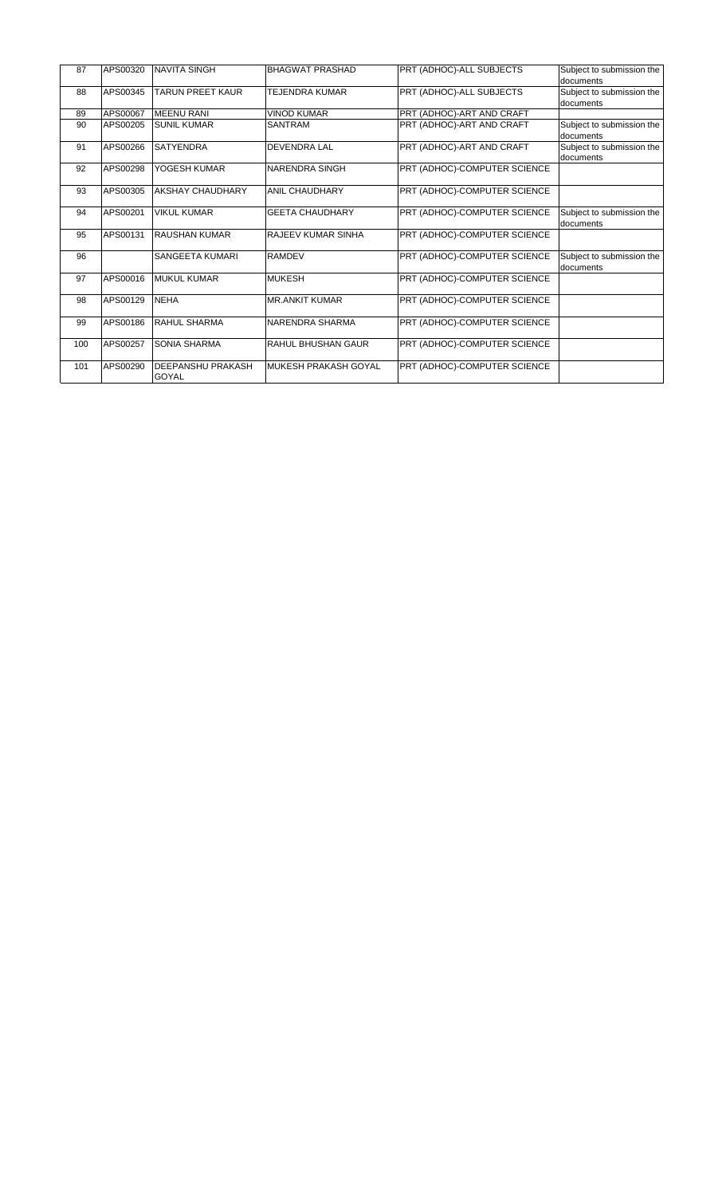| | | | | | |
|---|---|---|---|---|---|
| 87 | APS00320 | NAVITA SINGH | BHAGWAT PRASHAD | PRT (ADHOC)-ALL SUBJECTS | Subject to submission the documents |
| 88 | APS00345 | TARUN PREET KAUR | TEJENDRA KUMAR | PRT (ADHOC)-ALL SUBJECTS | Subject to submission the documents |
| 89 | APS00067 | MEENU RANI | VINOD KUMAR | PRT (ADHOC)-ART AND CRAFT | |
| 90 | APS00205 | SUNIL KUMAR | SANTRAM | PRT (ADHOC)-ART AND CRAFT | Subject to submission the documents |
| 91 | APS00266 | SATYENDRA | DEVENDRA LAL | PRT (ADHOC)-ART AND CRAFT | Subject to submission the documents |
| 92 | APS00298 | YOGESH KUMAR | NARENDRA SINGH | PRT (ADHOC)-COMPUTER SCIENCE | |
| 93 | APS00305 | AKSHAY CHAUDHARY | ANIL CHAUDHARY | PRT (ADHOC)-COMPUTER SCIENCE | |
| 94 | APS00201 | VIKUL KUMAR | GEETA CHAUDHARY | PRT (ADHOC)-COMPUTER SCIENCE | Subject to submission the documents |
| 95 | APS00131 | RAUSHAN KUMAR | RAJEEV KUMAR SINHA | PRT (ADHOC)-COMPUTER SCIENCE | |
| 96 | | SANGEETA KUMARI | RAMDEV | PRT (ADHOC)-COMPUTER SCIENCE | Subject to submission the documents |
| 97 | APS00016 | MUKUL KUMAR | MUKESH | PRT (ADHOC)-COMPUTER SCIENCE | |
| 98 | APS00129 | NEHA | MR.ANKIT KUMAR | PRT (ADHOC)-COMPUTER SCIENCE | |
| 99 | APS00186 | RAHUL SHARMA | NARENDRA SHARMA | PRT (ADHOC)-COMPUTER SCIENCE | |
| 100 | APS00257 | SONIA SHARMA | RAHUL BHUSHAN GAUR | PRT (ADHOC)-COMPUTER SCIENCE | |
| 101 | APS00290 | DEEPANSHU PRAKASH GOYAL | MUKESH PRAKASH GOYAL | PRT (ADHOC)-COMPUTER SCIENCE | |